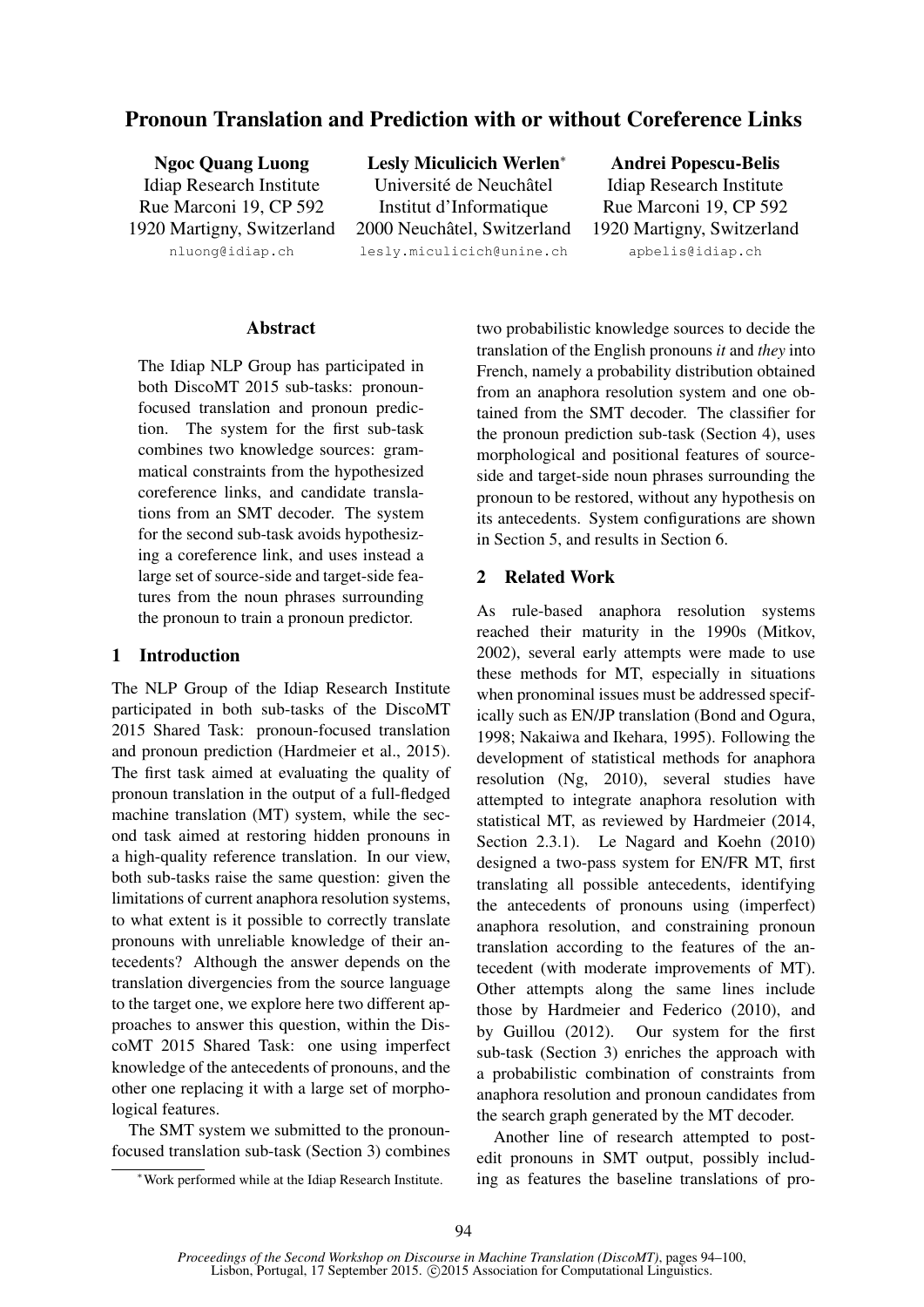# Pronoun Translation and Prediction with or without Coreference Links

**Ngoc Quang Luong**
Idiap Research Institute
Rue Marconi 19, CP 592
1920 Martigny, Switzerland
nluong@idiap.ch

**Lesly Miculicich Werlen***
Université de Neuchâtel
Institut d'Informatique
2000 Neuchâtel, Switzerland
lesly.miculicich@unine.ch

**Andrei Popescu-Belis**
Idiap Research Institute
Rue Marconi 19, CP 592
1920 Martigny, Switzerland
apbelis@idiap.ch

## Abstract

The Idiap NLP Group has participated in both DiscoMT 2015 sub-tasks: pronoun-focused translation and pronoun prediction. The system for the first sub-task combines two knowledge sources: grammatical constraints from the hypothesized coreference links, and candidate translations from an SMT decoder. The system for the second sub-task avoids hypothesizing a coreference link, and uses instead a large set of source-side and target-side features from the noun phrases surrounding the pronoun to train a pronoun predictor.

## 1 Introduction

The NLP Group of the Idiap Research Institute participated in both sub-tasks of the DiscoMT 2015 Shared Task: pronoun-focused translation and pronoun prediction (Hardmeier et al., 2015). The first task aimed at evaluating the quality of pronoun translation in the output of a full-fledged machine translation (MT) system, while the second task aimed at restoring hidden pronouns in a high-quality reference translation. In our view, both sub-tasks raise the same question: given the limitations of current anaphora resolution systems, to what extent is it possible to correctly translate pronouns with unreliable knowledge of their antecedents? Although the answer depends on the translation divergencies from the source language to the target one, we explore here two different approaches to answer this question, within the DiscoMT 2015 Shared Task: one using imperfect knowledge of the antecedents of pronouns, and the other one replacing it with a large set of morphological features.

The SMT system we submitted to the pronoun-focused translation sub-task (Section 3) combines two probabilistic knowledge sources to decide the translation of the English pronouns *it* and *they* into French, namely a probability distribution obtained from an anaphora resolution system and one obtained from the SMT decoder. The classifier for the pronoun prediction sub-task (Section 4), uses morphological and positional features of source-side and target-side noun phrases surrounding the pronoun to be restored, without any hypothesis on its antecedents. System configurations are shown in Section 5, and results in Section 6.

## 2 Related Work

As rule-based anaphora resolution systems reached their maturity in the 1990s (Mitkov, 2002), several early attempts were made to use these methods for MT, especially in situations when pronominal issues must be addressed specifically such as EN/JP translation (Bond and Ogura, 1998; Nakaiwa and Ikehara, 1995). Following the development of statistical methods for anaphora resolution (Ng, 2010), several studies have attempted to integrate anaphora resolution with statistical MT, as reviewed by Hardmeier (2014, Section 2.3.1). Le Nagard and Koehn (2010) designed a two-pass system for EN/FR MT, first translating all possible antecedents, identifying the antecedents of pronouns using (imperfect) anaphora resolution, and constraining pronoun translation according to the features of the antecedent (with moderate improvements of MT). Other attempts along the same lines include those by Hardmeier and Federico (2010), and by Guillou (2012). Our system for the first sub-task (Section 3) enriches the approach with a probabilistic combination of constraints from anaphora resolution and pronoun candidates from the search graph generated by the MT decoder.

Another line of research attempted to post-edit pronouns in SMT output, possibly including as features the baseline translations of pro-

*Work performed while at the Idiap Research Institute.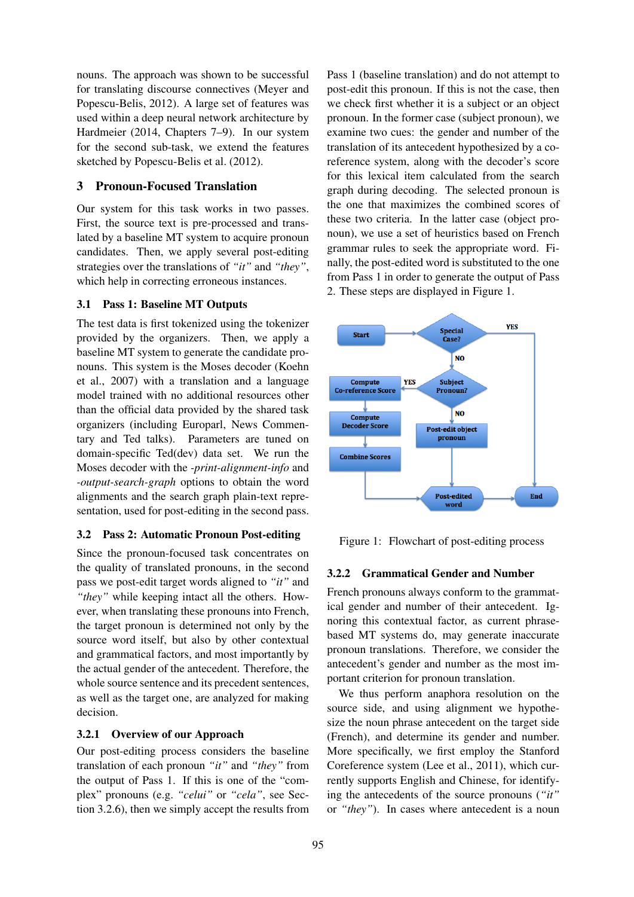nouns. The approach was shown to be successful for translating discourse connectives (Meyer and Popescu-Belis, 2012). A large set of features was used within a deep neural network architecture by Hardmeier (2014, Chapters 7–9). In our system for the second sub-task, we extend the features sketched by Popescu-Belis et al. (2012).

## 3 Pronoun-Focused Translation

Our system for this task works in two passes. First, the source text is pre-processed and translated by a baseline MT system to acquire pronoun candidates. Then, we apply several post-editing strategies over the translations of *"it"* and *"they"*, which help in correcting erroneous instances.

### 3.1 Pass 1: Baseline MT Outputs

The test data is first tokenized using the tokenizer provided by the organizers. Then, we apply a baseline MT system to generate the candidate pronouns. This system is the Moses decoder (Koehn et al., 2007) with a translation and a language model trained with no additional resources other than the official data provided by the shared task organizers (including Europarl, News Commentary and Ted talks). Parameters are tuned on domain-specific Ted(dev) data set. We run the Moses decoder with the *-print-alignment-info* and *-output-search-graph* options to obtain the word alignments and the search graph plain-text representation, used for post-editing in the second pass.

### 3.2 Pass 2: Automatic Pronoun Post-editing

Since the pronoun-focused task concentrates on the quality of translated pronouns, in the second pass we post-edit target words aligned to *"it"* and *"they"* while keeping intact all the others. However, when translating these pronouns into French, the target pronoun is determined not only by the source word itself, but also by other contextual and grammatical factors, and most importantly by the actual gender of the antecedent. Therefore, the whole source sentence and its precedent sentences, as well as the target one, are analyzed for making decision.

#### 3.2.1 Overview of our Approach

Our post-editing process considers the baseline translation of each pronoun *"it"* and *"they"* from the output of Pass 1. If this is one of the "complex" pronouns (e.g. *"celui"* or *"cela"*, see Section 3.2.6), then we simply accept the results from Pass 1 (baseline translation) and do not attempt to post-edit this pronoun. If this is not the case, then we check first whether it is a subject or an object pronoun. In the former case (subject pronoun), we examine two cues: the gender and number of the translation of its antecedent hypothesized by a coreference system, along with the decoder's score for this lexical item calculated from the search graph during decoding. The selected pronoun is the one that maximizes the combined scores of these two criteria. In the latter case (object pronoun), we use a set of heuristics based on French grammar rules to seek the appropriate word. Finally, the post-edited word is substituted to the one from Pass 1 in order to generate the output of Pass 2. These steps are displayed in Figure 1.

Figure 1: Flowchart of post-editing process

#### 3.2.2 Grammatical Gender and Number

French pronouns always conform to the grammatical gender and number of their antecedent. Ignoring this contextual factor, as current phrase-based MT systems do, may generate inaccurate pronoun translations. Therefore, we consider the antecedent's gender and number as the most important criterion for pronoun translation.

We thus perform anaphora resolution on the source side, and using alignment we hypothesize the noun phrase antecedent on the target side (French), and determine its gender and number. More specifically, we first employ the Stanford Coreference system (Lee et al., 2011), which currently supports English and Chinese, for identifying the antecedents of the source pronouns (*"it"* or *"they"*). In cases where antecedent is a noun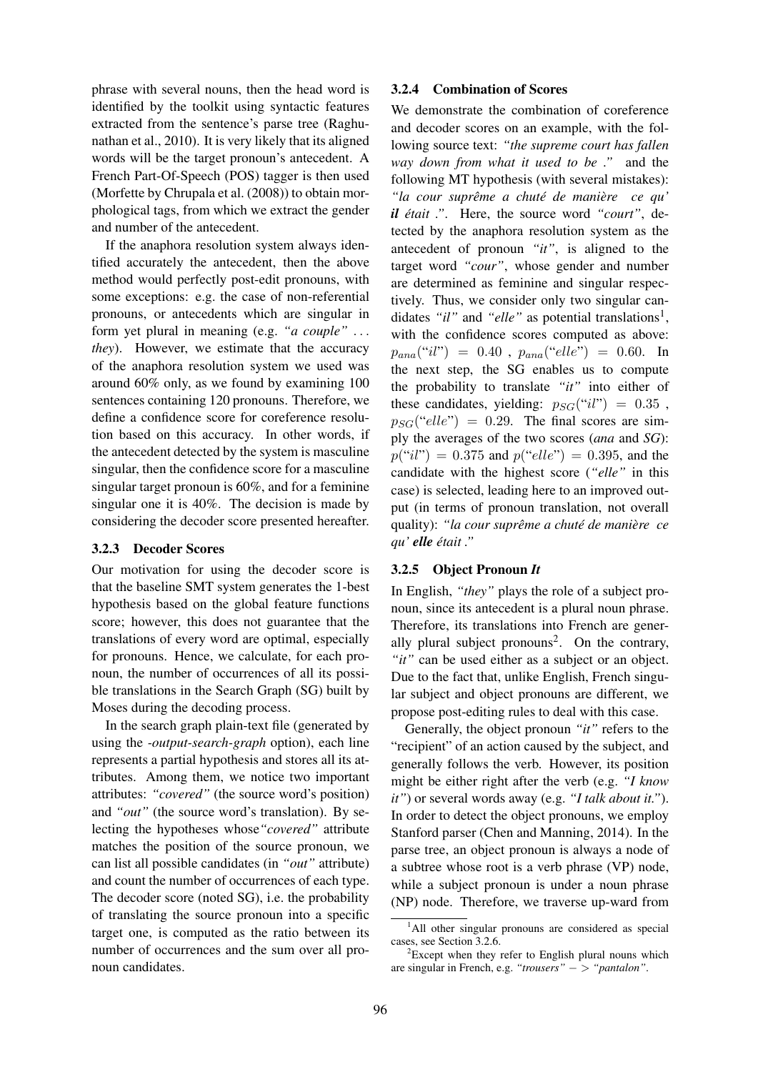phrase with several nouns, then the head word is identified by the toolkit using syntactic features extracted from the sentence's parse tree (Raghunathan et al., 2010). It is very likely that its aligned words will be the target pronoun's antecedent. A French Part-Of-Speech (POS) tagger is then used (Morfette by Chrupala et al. (2008)) to obtain morphological tags, from which we extract the gender and number of the antecedent.

If the anaphora resolution system always identified accurately the antecedent, then the above method would perfectly post-edit pronouns, with some exceptions: e.g. the case of non-referential pronouns, or antecedents which are singular in form yet plural in meaning (e.g. *"a couple" ... they*). However, we estimate that the accuracy of the anaphora resolution system we used was around 60% only, as we found by examining 100 sentences containing 120 pronouns. Therefore, we define a confidence score for coreference resolution based on this accuracy. In other words, if the antecedent detected by the system is masculine singular, then the confidence score for a masculine singular target pronoun is 60%, and for a feminine singular one it is 40%. The decision is made by considering the decoder score presented hereafter.

### 3.2.3 Decoder Scores

Our motivation for using the decoder score is that the baseline SMT system generates the 1-best hypothesis based on the global feature functions score; however, this does not guarantee that the translations of every word are optimal, especially for pronouns. Hence, we calculate, for each pronoun, the number of occurrences of all its possible translations in the Search Graph (SG) built by Moses during the decoding process.

In the search graph plain-text file (generated by using the *-output-search-graph* option), each line represents a partial hypothesis and stores all its attributes. Among them, we notice two important attributes: *"covered"* (the source word's position) and *"out"* (the source word's translation). By selecting the hypotheses whose *"covered"* attribute matches the position of the source pronoun, we can list all possible candidates (in *"out"* attribute) and count the number of occurrences of each type. The decoder score (noted SG), i.e. the probability of translating the source pronoun into a specific target one, is computed as the ratio between its number of occurrences and the sum over all pronoun candidates.

### 3.2.4 Combination of Scores

We demonstrate the combination of coreference and decoder scores on an example, with the following source text: *"the supreme court has fallen way down from what it used to be ."* and the following MT hypothesis (with several mistakes): *"la cour suprême a chuté de manière ce qu' **il** était ."*. Here, the source word *"court"*, detected by the anaphora resolution system as the antecedent of pronoun *"it"*, is aligned to the target word *"cour"*, whose gender and number are determined as feminine and singular respectively. Thus, we consider only two singular candidates *"il"* and *"elle"* as potential translations[1], with the confidence scores computed as above: $p_{ana}(\text{“}il\text{”}) = 0.40$ , $p_{ana}(\text{“}elle\text{”}) = 0.60$. In the next step, the SG enables us to compute the probability to translate *"it"* into either of these candidates, yielding: $p_{SG}(\text{“}il\text{”}) = 0.35$ , $p_{SG}(\text{“}elle\text{”}) = 0.29$. The final scores are simply the averages of the two scores (*ana* and *SG*): $p(\text{“}il\text{”}) = 0.375$ and $p(\text{“}elle\text{”}) = 0.395$, and the candidate with the highest score (*"elle"* in this case) is selected, leading here to an improved output (in terms of pronoun translation, not overall quality): *"la cour suprême a chuté de manière ce qu' **elle** était ."*

### 3.2.5 Object Pronoun *It*

In English, *"they"* plays the role of a subject pronoun, since its antecedent is a plural noun phrase. Therefore, its translations into French are generally plural subject pronouns[2]. On the contrary, *"it"* can be used either as a subject or an object. Due to the fact that, unlike English, French singular subject and object pronouns are different, we propose post-editing rules to deal with this case.

Generally, the object pronoun *"it"* refers to the "recipient" of an action caused by the subject, and generally follows the verb. However, its position might be either right after the verb (e.g. *"I know it"*) or several words away (e.g. *"I talk about it."*). In order to detect the object pronouns, we employ Stanford parser (Chen and Manning, 2014). In the parse tree, an object pronoun is always a node of a subtree whose root is a verb phrase (VP) node, while a subject pronoun is under a noun phrase (NP) node. Therefore, we traverse up-ward from

[1] All other singular pronouns are considered as special cases, see Section 3.2.6.

[2] Except when they refer to English plural nouns which are singular in French, e.g. *"trousers" − > "pantalon"*.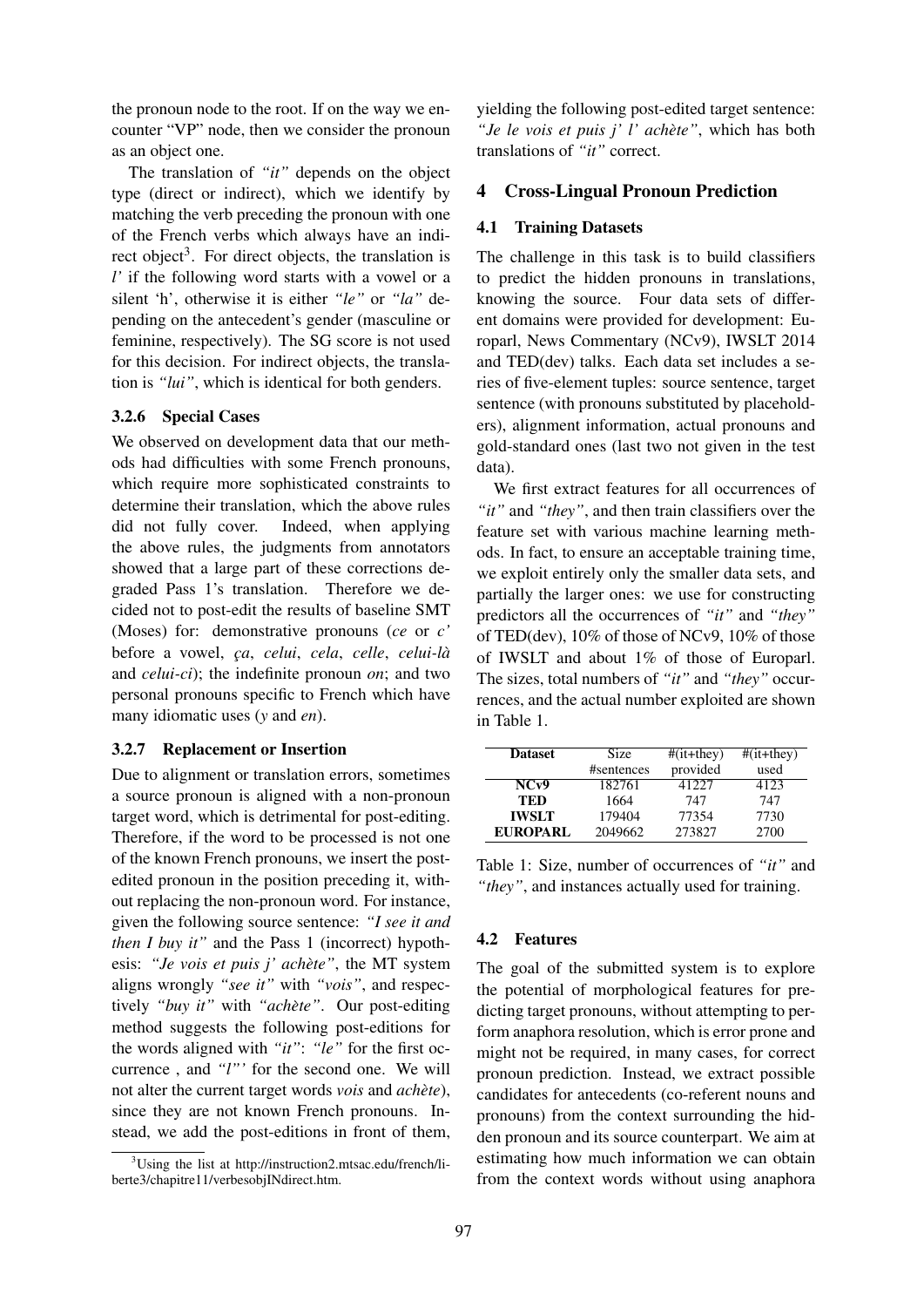the pronoun node to the root. If on the way we encounter "VP" node, then we consider the pronoun as an object one.

The translation of *"it"* depends on the object type (direct or indirect), which we identify by matching the verb preceding the pronoun with one of the French verbs which always have an indirect object[3]. For direct objects, the translation is *l'* if the following word starts with a vowel or a silent 'h', otherwise it is either *"le"* or *"la"* depending on the antecedent's gender (masculine or feminine, respectively). The SG score is not used for this decision. For indirect objects, the translation is *"lui"*, which is identical for both genders.

#### 3.2.6 Special Cases

We observed on development data that our methods had difficulties with some French pronouns, which require more sophisticated constraints to determine their translation, which the above rules did not fully cover. Indeed, when applying the above rules, the judgments from annotators showed that a large part of these corrections degraded Pass 1's translation. Therefore we decided not to post-edit the results of baseline SMT (Moses) for: demonstrative pronouns (*ce* or *c'* before a vowel, *ça*, *celui*, *cela*, *celle*, *celui-là* and *celui-ci*); the indefinite pronoun *on*; and two personal pronouns specific to French which have many idiomatic uses (*y* and *en*).

#### 3.2.7 Replacement or Insertion

Due to alignment or translation errors, sometimes a source pronoun is aligned with a non-pronoun target word, which is detrimental for post-editing. Therefore, if the word to be processed is not one of the known French pronouns, we insert the post-edited pronoun in the position preceding it, without replacing the non-pronoun word. For instance, given the following source sentence: *"I see it and then I buy it"* and the Pass 1 (incorrect) hypothesis: *"Je vois et puis j' achète"*, the MT system aligns wrongly *"see it"* with *"vois"*, and respectively *"buy it"* with *"achète"*. Our post-editing method suggests the following post-editions for the words aligned with *"it"*: *"le"* for the first occurrence , and *"l"'* for the second one. We will not alter the current target words *vois* and *achète*), since they are not known French pronouns. Instead, we add the post-editions in front of them, yielding the following post-edited target sentence: *"Je le vois et puis j' l' achète"*, which has both translations of *"it"* correct.

[3] Using the list at http://instruction2.mtsac.edu/french/liberte3/chapitre11/verbesobjINdirect.htm.

## 4 Cross-Lingual Pronoun Prediction

### 4.1 Training Datasets

The challenge in this task is to build classifiers to predict the hidden pronouns in translations, knowing the source. Four data sets of different domains were provided for development: Europarl, News Commentary (NCv9), IWSLT 2014 and TED(dev) talks. Each data set includes a series of five-element tuples: source sentence, target sentence (with pronouns substituted by placeholders), alignment information, actual pronouns and gold-standard ones (last two not given in the test data).

We first extract features for all occurrences of *"it"* and *"they"*, and then train classifiers over the feature set with various machine learning methods. In fact, to ensure an acceptable training time, we exploit entirely only the smaller data sets, and partially the larger ones: we use for constructing predictors all the occurrences of *"it"* and *"they"* of TED(dev), 10% of those of NCv9, 10% of those of IWSLT and about 1% of those of Europarl. The sizes, total numbers of *"it"* and *"they"* occurrences, and the actual number exploited are shown in Table 1.

| Dataset | Size #sentences | #(it+they) provided | #(it+they) used |
|---|---|---|---|
| **NCv9** | 182761 | 41227 | 4123 |
| **TED** | 1664 | 747 | 747 |
| **IWSLT** | 179404 | 77354 | 7730 |
| **EUROPARL** | 2049662 | 273827 | 2700 |

Table 1: Size, number of occurrences of *"it"* and *"they"*, and instances actually used for training.

### 4.2 Features

The goal of the submitted system is to explore the potential of morphological features for predicting target pronouns, without attempting to perform anaphora resolution, which is error prone and might not be required, in many cases, for correct pronoun prediction. Instead, we extract possible candidates for antecedents (co-referent nouns and pronouns) from the context surrounding the hidden pronoun and its source counterpart. We aim at estimating how much information we can obtain from the context words without using anaphora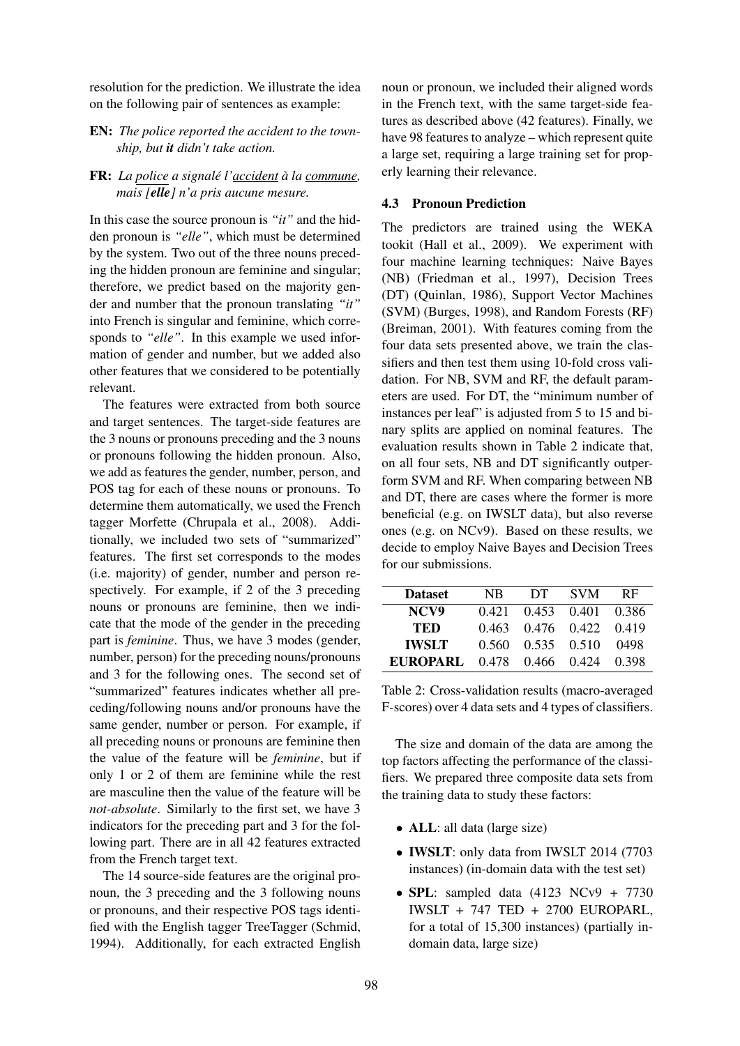resolution for the prediction. We illustrate the idea on the following pair of sentences as example:

**EN:** *The police reported the accident to the township, but **it** didn't take action.*

**FR:** *La police a signalé l'accident à la commune, mais [**elle**] n'a pris aucune mesure.*

In this case the source pronoun is *"it"* and the hidden pronoun is *"elle"*, which must be determined by the system. Two out of the three nouns preceding the hidden pronoun are feminine and singular; therefore, we predict based on the majority gender and number that the pronoun translating *"it"* into French is singular and feminine, which corresponds to *"elle"*. In this example we used information of gender and number, but we added also other features that we considered to be potentially relevant.

The features were extracted from both source and target sentences. The target-side features are the 3 nouns or pronouns preceding and the 3 nouns or pronouns following the hidden pronoun. Also, we add as features the gender, number, person, and POS tag for each of these nouns or pronouns. To determine them automatically, we used the French tagger Morfette (Chrupala et al., 2008). Additionally, we included two sets of "summarized" features. The first set corresponds to the modes (i.e. majority) of gender, number and person respectively. For example, if 2 of the 3 preceding nouns or pronouns are feminine, then we indicate that the mode of the gender in the preceding part is *feminine*. Thus, we have 3 modes (gender, number, person) for the preceding nouns/pronouns and 3 for the following ones. The second set of "summarized" features indicates whether all preceding/following nouns and/or pronouns have the same gender, number or person. For example, if all preceding nouns or pronouns are feminine then the value of the feature will be *feminine*, but if only 1 or 2 of them are feminine while the rest are masculine then the value of the feature will be *not-absolute*. Similarly to the first set, we have 3 indicators for the preceding part and 3 for the following part. There are in all 42 features extracted from the French target text.

The 14 source-side features are the original pronoun, the 3 preceding and the 3 following nouns or pronouns, and their respective POS tags identified with the English tagger TreeTagger (Schmid, 1994). Additionally, for each extracted English noun or pronoun, we included their aligned words in the French text, with the same target-side features as described above (42 features). Finally, we have 98 features to analyze – which represent quite a large set, requiring a large training set for properly learning their relevance.

### 4.3 Pronoun Prediction

The predictors are trained using the WEKA tookit (Hall et al., 2009). We experiment with four machine learning techniques: Naive Bayes (NB) (Friedman et al., 1997), Decision Trees (DT) (Quinlan, 1986), Support Vector Machines (SVM) (Burges, 1998), and Random Forests (RF) (Breiman, 2001). With features coming from the four data sets presented above, we train the classifiers and then test them using 10-fold cross validation. For NB, SVM and RF, the default parameters are used. For DT, the "minimum number of instances per leaf" is adjusted from 5 to 15 and binary splits are applied on nominal features. The evaluation results shown in Table 2 indicate that, on all four sets, NB and DT significantly outperform SVM and RF. When comparing between NB and DT, there are cases where the former is more beneficial (e.g. on IWSLT data), but also reverse ones (e.g. on NCv9). Based on these results, we decide to employ Naive Bayes and Decision Trees for our submissions.

| Dataset | NB | DT | SVM | RF |
|---|---|---|---|---|
| **NCV9** | 0.421 | 0.453 | 0.401 | 0.386 |
| **TED** | 0.463 | 0.476 | 0.422 | 0.419 |
| **IWSLT** | 0.560 | 0.535 | 0.510 | 0498 |
| **EUROPARL** | 0.478 | 0.466 | 0.424 | 0.398 |

Table 2: Cross-validation results (macro-averaged F-scores) over 4 data sets and 4 types of classifiers.

The size and domain of the data are among the top factors affecting the performance of the classifiers. We prepared three composite data sets from the training data to study these factors:

- **ALL**: all data (large size)
- **IWSLT**: only data from IWSLT 2014 (7703 instances) (in-domain data with the test set)
- **SPL**: sampled data (4123 NCv9 + 7730 IWSLT + 747 TED + 2700 EUROPARL, for a total of 15,300 instances) (partially in-domain data, large size)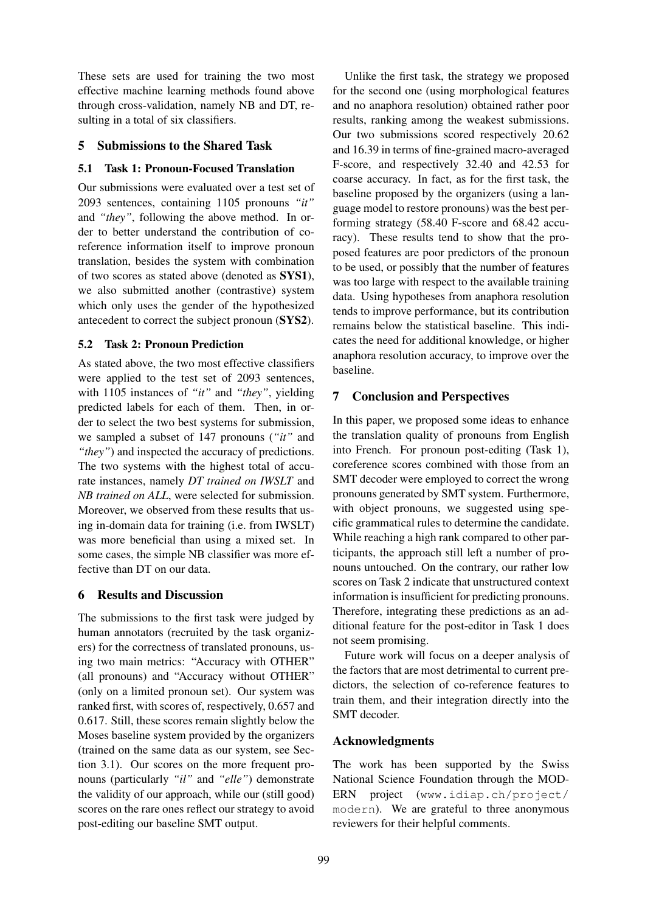These sets are used for training the two most effective machine learning methods found above through cross-validation, namely NB and DT, resulting in a total of six classifiers.

## 5 Submissions to the Shared Task

### 5.1 Task 1: Pronoun-Focused Translation

Our submissions were evaluated over a test set of 2093 sentences, containing 1105 pronouns *"it"* and *"they"*, following the above method. In order to better understand the contribution of coreference information itself to improve pronoun translation, besides the system with combination of two scores as stated above (denoted as **SYS1**), we also submitted another (contrastive) system which only uses the gender of the hypothesized antecedent to correct the subject pronoun (**SYS2**).

### 5.2 Task 2: Pronoun Prediction

As stated above, the two most effective classifiers were applied to the test set of 2093 sentences, with 1105 instances of *"it"* and *"they"*, yielding predicted labels for each of them. Then, in order to select the two best systems for submission, we sampled a subset of 147 pronouns (*"it"* and *"they"*) and inspected the accuracy of predictions. The two systems with the highest total of accurate instances, namely *DT trained on IWSLT* and *NB trained on ALL*, were selected for submission. Moreover, we observed from these results that using in-domain data for training (i.e. from IWSLT) was more beneficial than using a mixed set. In some cases, the simple NB classifier was more effective than DT on our data.

## 6 Results and Discussion

The submissions to the first task were judged by human annotators (recruited by the task organizers) for the correctness of translated pronouns, using two main metrics: "Accuracy with OTHER" (all pronouns) and "Accuracy without OTHER" (only on a limited pronoun set). Our system was ranked first, with scores of, respectively, 0.657 and 0.617. Still, these scores remain slightly below the Moses baseline system provided by the organizers (trained on the same data as our system, see Section 3.1). Our scores on the more frequent pronouns (particularly *"il"* and *"elle"*) demonstrate the validity of our approach, while our (still good) scores on the rare ones reflect our strategy to avoid post-editing our baseline SMT output.

Unlike the first task, the strategy we proposed for the second one (using morphological features and no anaphora resolution) obtained rather poor results, ranking among the weakest submissions. Our two submissions scored respectively 20.62 and 16.39 in terms of fine-grained macro-averaged F-score, and respectively 32.40 and 42.53 for coarse accuracy. In fact, as for the first task, the baseline proposed by the organizers (using a language model to restore pronouns) was the best performing strategy (58.40 F-score and 68.42 accuracy). These results tend to show that the proposed features are poor predictors of the pronoun to be used, or possibly that the number of features was too large with respect to the available training data. Using hypotheses from anaphora resolution tends to improve performance, but its contribution remains below the statistical baseline. This indicates the need for additional knowledge, or higher anaphora resolution accuracy, to improve over the baseline.

## 7 Conclusion and Perspectives

In this paper, we proposed some ideas to enhance the translation quality of pronouns from English into French. For pronoun post-editing (Task 1), coreference scores combined with those from an SMT decoder were employed to correct the wrong pronouns generated by SMT system. Furthermore, with object pronouns, we suggested using specific grammatical rules to determine the candidate. While reaching a high rank compared to other participants, the approach still left a number of pronouns untouched. On the contrary, our rather low scores on Task 2 indicate that unstructured context information is insufficient for predicting pronouns. Therefore, integrating these predictions as an additional feature for the post-editor in Task 1 does not seem promising.

Future work will focus on a deeper analysis of the factors that are most detrimental to current predictors, the selection of co-reference features to train them, and their integration directly into the SMT decoder.

## Acknowledgments

The work has been supported by the Swiss National Science Foundation through the MODERN project (www.idiap.ch/project/modern). We are grateful to three anonymous reviewers for their helpful comments.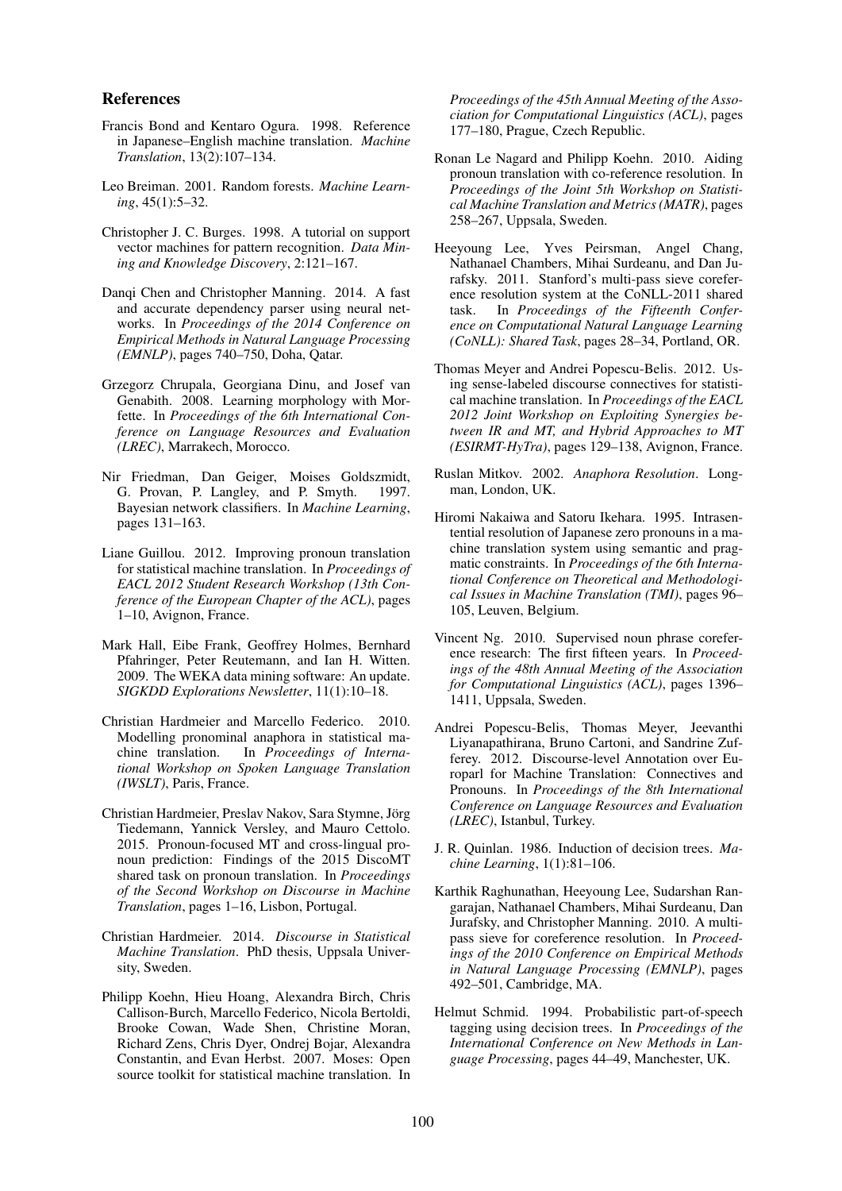## References

Francis Bond and Kentaro Ogura. 1998. Reference in Japanese–English machine translation. *Machine Translation*, 13(2):107–134.

Leo Breiman. 2001. Random forests. *Machine Learning*, 45(1):5–32.

Christopher J. C. Burges. 1998. A tutorial on support vector machines for pattern recognition. *Data Mining and Knowledge Discovery*, 2:121–167.

Danqi Chen and Christopher Manning. 2014. A fast and accurate dependency parser using neural networks. In *Proceedings of the 2014 Conference on Empirical Methods in Natural Language Processing (EMNLP)*, pages 740–750, Doha, Qatar.

Grzegorz Chrupala, Georgiana Dinu, and Josef van Genabith. 2008. Learning morphology with Morfette. In *Proceedings of the 6th International Conference on Language Resources and Evaluation (LREC)*, Marrakech, Morocco.

Nir Friedman, Dan Geiger, Moises Goldszmidt, G. Provan, P. Langley, and P. Smyth. 1997. Bayesian network classifiers. In *Machine Learning*, pages 131–163.

Liane Guillou. 2012. Improving pronoun translation for statistical machine translation. In *Proceedings of EACL 2012 Student Research Workshop (13th Conference of the European Chapter of the ACL)*, pages 1–10, Avignon, France.

Mark Hall, Eibe Frank, Geoffrey Holmes, Bernhard Pfahringer, Peter Reutemann, and Ian H. Witten. 2009. The WEKA data mining software: An update. *SIGKDD Explorations Newsletter*, 11(1):10–18.

Christian Hardmeier and Marcello Federico. 2010. Modelling pronominal anaphora in statistical machine translation. In *Proceedings of International Workshop on Spoken Language Translation (IWSLT)*, Paris, France.

Christian Hardmeier, Preslav Nakov, Sara Stymne, Jörg Tiedemann, Yannick Versley, and Mauro Cettolo. 2015. Pronoun-focused MT and cross-lingual pronoun prediction: Findings of the 2015 DiscoMT shared task on pronoun translation. In *Proceedings of the Second Workshop on Discourse in Machine Translation*, pages 1–16, Lisbon, Portugal.

Christian Hardmeier. 2014. *Discourse in Statistical Machine Translation*. PhD thesis, Uppsala University, Sweden.

Philipp Koehn, Hieu Hoang, Alexandra Birch, Chris Callison-Burch, Marcello Federico, Nicola Bertoldi, Brooke Cowan, Wade Shen, Christine Moran, Richard Zens, Chris Dyer, Ondrej Bojar, Alexandra Constantin, and Evan Herbst. 2007. Moses: Open source toolkit for statistical machine translation. In *Proceedings of the 45th Annual Meeting of the Association for Computational Linguistics (ACL)*, pages 177–180, Prague, Czech Republic.

Ronan Le Nagard and Philipp Koehn. 2010. Aiding pronoun translation with co-reference resolution. In *Proceedings of the Joint 5th Workshop on Statistical Machine Translation and Metrics (MATR)*, pages 258–267, Uppsala, Sweden.

Heeyoung Lee, Yves Peirsman, Angel Chang, Nathanael Chambers, Mihai Surdeanu, and Dan Jurafsky. 2011. Stanford's multi-pass sieve coreference resolution system at the CoNLL-2011 shared task. In *Proceedings of the Fifteenth Conference on Computational Natural Language Learning (CoNLL): Shared Task*, pages 28–34, Portland, OR.

Thomas Meyer and Andrei Popescu-Belis. 2012. Using sense-labeled discourse connectives for statistical machine translation. In *Proceedings of the EACL 2012 Joint Workshop on Exploiting Synergies between IR and MT, and Hybrid Approaches to MT (ESIRMT-HyTra)*, pages 129–138, Avignon, France.

Ruslan Mitkov. 2002. *Anaphora Resolution*. Longman, London, UK.

Hiromi Nakaiwa and Satoru Ikehara. 1995. Intrasentential resolution of Japanese zero pronouns in a machine translation system using semantic and pragmatic constraints. In *Proceedings of the 6th International Conference on Theoretical and Methodological Issues in Machine Translation (TMI)*, pages 96–105, Leuven, Belgium.

Vincent Ng. 2010. Supervised noun phrase coreference research: The first fifteen years. In *Proceedings of the 48th Annual Meeting of the Association for Computational Linguistics (ACL)*, pages 1396–1411, Uppsala, Sweden.

Andrei Popescu-Belis, Thomas Meyer, Jeevanthi Liyanapathirana, Bruno Cartoni, and Sandrine Zufferey. 2012. Discourse-level Annotation over Europarl for Machine Translation: Connectives and Pronouns. In *Proceedings of the 8th International Conference on Language Resources and Evaluation (LREC)*, Istanbul, Turkey.

J. R. Quinlan. 1986. Induction of decision trees. *Machine Learning*, 1(1):81–106.

Karthik Raghunathan, Heeyoung Lee, Sudarshan Rangarajan, Nathanael Chambers, Mihai Surdeanu, Dan Jurafsky, and Christopher Manning. 2010. A multipass sieve for coreference resolution. In *Proceedings of the 2010 Conference on Empirical Methods in Natural Language Processing (EMNLP)*, pages 492–501, Cambridge, MA.

Helmut Schmid. 1994. Probabilistic part-of-speech tagging using decision trees. In *Proceedings of the International Conference on New Methods in Language Processing*, pages 44–49, Manchester, UK.